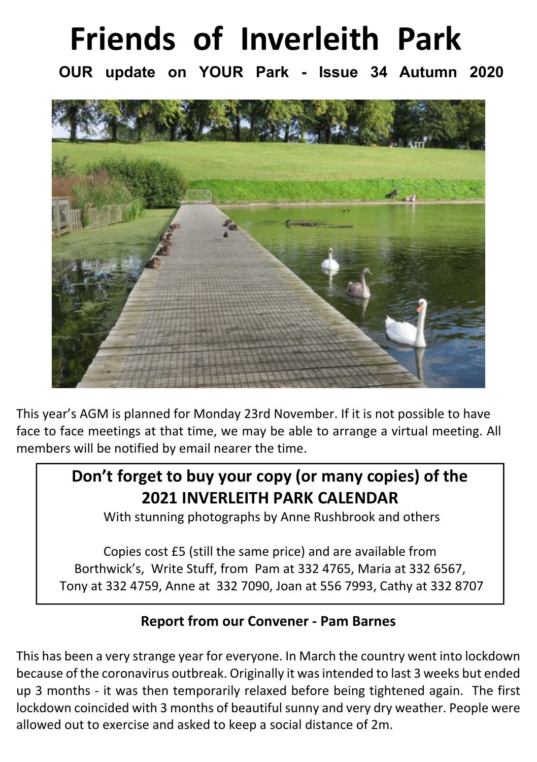# Friends of Inverleith Park

**OUR update on YOUR Park - Issue 34 Autumn 2020**

This year's AGM is planned for Monday 23rd November. If it is not possible to have face to face meetings at that time, we may be able to arrange a virtual meeting. All members will be notified by email nearer the time.

## Don't forget to buy your copy (or many copies) of the 2021 INVERLEITH PARK CALENDAR

With stunning photographs by Anne Rushbrook and others

Copies cost £5 (still the same price) and are available from Borthwick's, Write Stuff, from Pam at 332 4765, Maria at 332 6567, Tony at 332 4759, Anne at 332 7090, Joan at 556 7993, Cathy at 332 8707

### Report from our Convener - Pam Barnes

This has been a very strange year for everyone. In March the country went into lockdown because of the coronavirus outbreak. Originally it was intended to last 3 weeks but ended up 3 months - it was then temporarily relaxed before being tightened again. The first lockdown coincided with 3 months of beautiful sunny and very dry weather. People were allowed out to exercise and asked to keep a social distance of 2m.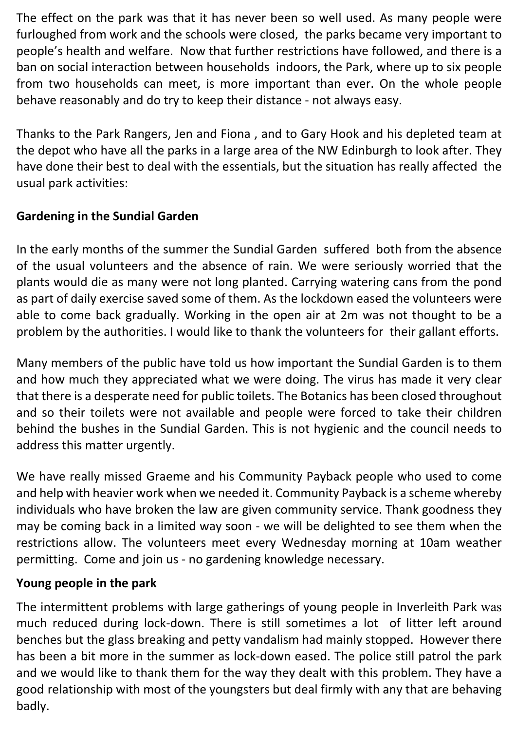The effect on the park was that it has never been so well used. As many people were furloughed from work and the schools were closed, the parks became very important to people's health and welfare. Now that further restrictions have followed, and there is a ban on social interaction between households indoors, the Park, where up to six people from two households can meet, is more important than ever. On the whole people behave reasonably and do try to keep their distance - not always easy.

Thanks to the Park Rangers, Jen and Fiona , and to Gary Hook and his depleted team at the depot who have all the parks in a large area of the NW Edinburgh to look after. They have done their best to deal with the essentials, but the situation has really affected the usual park activities:

**Gardening in the Sundial Garden**

In the early months of the summer the Sundial Garden suffered both from the absence of the usual volunteers and the absence of rain. We were seriously worried that the plants would die as many were not long planted. Carrying watering cans from the pond as part of daily exercise saved some of them. As the lockdown eased the volunteers were able to come back gradually. Working in the open air at 2m was not thought to be a problem by the authorities. I would like to thank the volunteers for their gallant efforts.

Many members of the public have told us how important the Sundial Garden is to them and how much they appreciated what we were doing. The virus has made it very clear that there is a desperate need for public toilets. The Botanics has been closed throughout and so their toilets were not available and people were forced to take their children behind the bushes in the Sundial Garden. This is not hygienic and the council needs to address this matter urgently.

We have really missed Graeme and his Community Payback people who used to come and help with heavier work when we needed it. Community Payback is a scheme whereby individuals who have broken the law are given community service. Thank goodness they may be coming back in a limited way soon - we will be delighted to see them when the restrictions allow. The volunteers meet every Wednesday morning at 10am weather permitting. Come and join us - no gardening knowledge necessary.

**Young people in the park**

The intermittent problems with large gatherings of young people in Inverleith Park was much reduced during lock-down. There is still sometimes a lot of litter left around benches but the glass breaking and petty vandalism had mainly stopped. However there has been a bit more in the summer as lock-down eased. The police still patrol the park and we would like to thank them for the way they dealt with this problem. They have a good relationship with most of the youngsters but deal firmly with any that are behaving badly.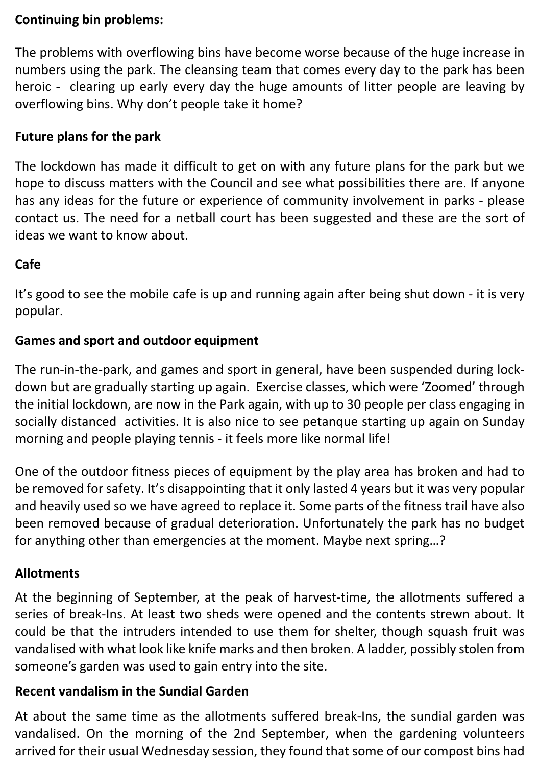**Continuing bin problems:**

The problems with overflowing bins have become worse because of the huge increase in numbers using the park. The cleansing team that comes every day to the park has been heroic - clearing up early every day the huge amounts of litter people are leaving by overflowing bins. Why don't people take it home?

**Future plans for the park**

The lockdown has made it difficult to get on with any future plans for the park but we hope to discuss matters with the Council and see what possibilities there are. If anyone has any ideas for the future or experience of community involvement in parks - please contact us. The need for a netball court has been suggested and these are the sort of ideas we want to know about.

**Cafe**

It's good to see the mobile cafe is up and running again after being shut down - it is very popular.

**Games and sport and outdoor equipment**

The run-in-the-park, and games and sport in general, have been suspended during lock-down but are gradually starting up again. Exercise classes, which were 'Zoomed' through the initial lockdown, are now in the Park again, with up to 30 people per class engaging in socially distanced activities. It is also nice to see petanque starting up again on Sunday morning and people playing tennis - it feels more like normal life!

One of the outdoor fitness pieces of equipment by the play area has broken and had to be removed for safety. It's disappointing that it only lasted 4 years but it was very popular and heavily used so we have agreed to replace it. Some parts of the fitness trail have also been removed because of gradual deterioration. Unfortunately the park has no budget for anything other than emergencies at the moment. Maybe next spring…?

**Allotments**

At the beginning of September, at the peak of harvest-time, the allotments suffered a series of break-Ins. At least two sheds were opened and the contents strewn about. It could be that the intruders intended to use them for shelter, though squash fruit was vandalised with what look like knife marks and then broken. A ladder, possibly stolen from someone's garden was used to gain entry into the site.

**Recent vandalism in the Sundial Garden**

At about the same time as the allotments suffered break-Ins, the sundial garden was vandalised. On the morning of the 2nd September, when the gardening volunteers arrived for their usual Wednesday session, they found that some of our compost bins had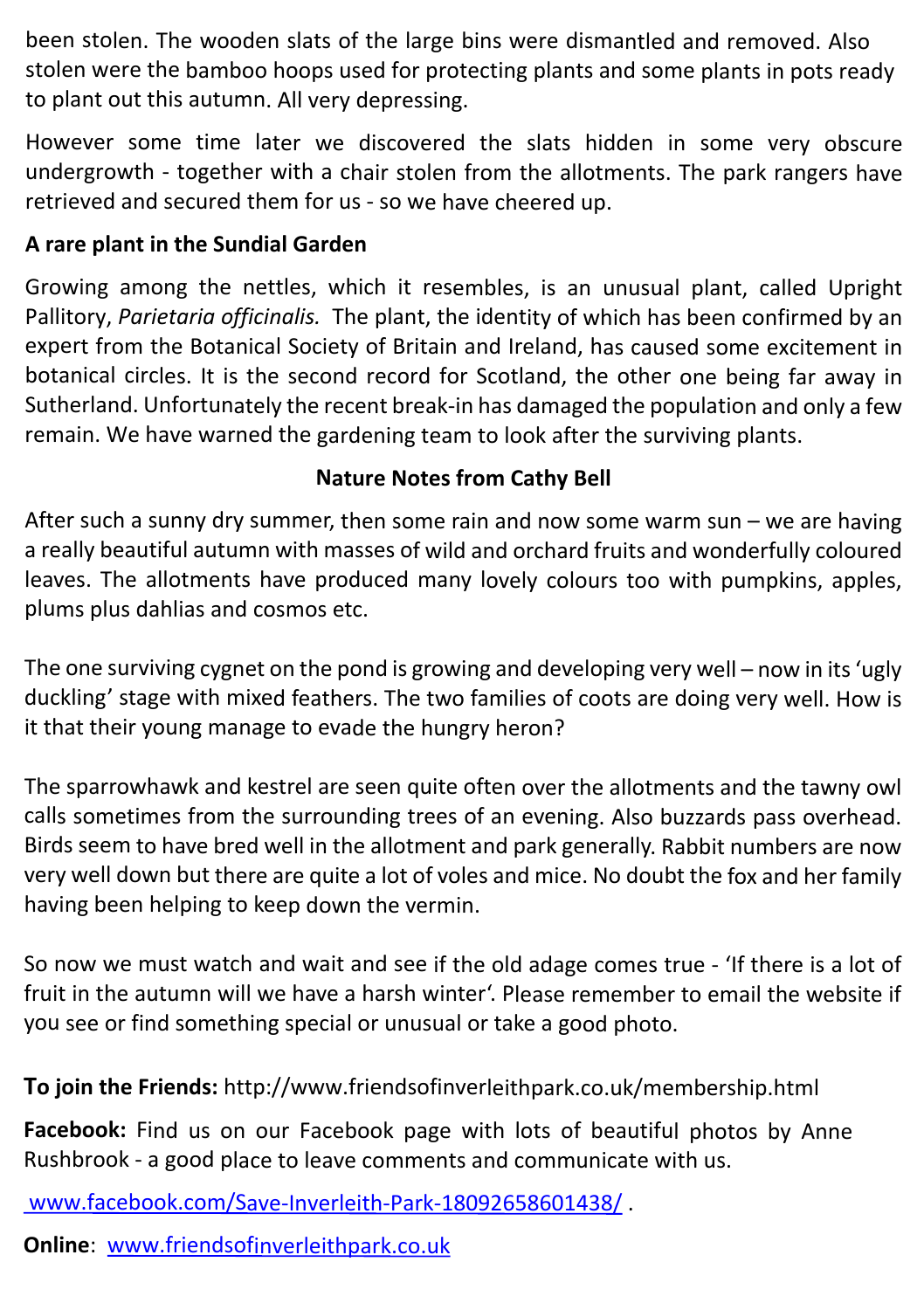been stolen. The wooden slats of the large bins were dismantled and removed. Also stolen were the bamboo hoops used for protecting plants and some plants in pots ready to plant out this autumn. All very depressing.

However some time later we discovered the slats hidden in some very obscure undergrowth - together with a chair stolen from the allotments. The park rangers have retrieved and secured them for us - so we have cheered up.

**A rare plant in the Sundial Garden**

Growing among the nettles, which it resembles, is an unusual plant, called Upright Pallitory, *Parietaria officinalis.* The plant, the identity of which has been confirmed by an expert from the Botanical Society of Britain and Ireland, has caused some excitement in botanical circles. It is the second record for Scotland, the other one being far away in Sutherland. Unfortunately the recent break-in has damaged the population and only a few remain. We have warned the gardening team to look after the surviving plants.

## Nature Notes from Cathy Bell

After such a sunny dry summer, then some rain and now some warm sun – we are having a really beautiful autumn with masses of wild and orchard fruits and wonderfully coloured leaves. The allotments have produced many lovely colours too with pumpkins, apples, plums plus dahlias and cosmos etc.

The one surviving cygnet on the pond is growing and developing very well – now in its 'ugly duckling' stage with mixed feathers. The two families of coots are doing very well. How is it that their young manage to evade the hungry heron?

The sparrowhawk and kestrel are seen quite often over the allotments and the tawny owl calls sometimes from the surrounding trees of an evening. Also buzzards pass overhead. Birds seem to have bred well in the allotment and park generally. Rabbit numbers are now very well down but there are quite a lot of voles and mice. No doubt the fox and her family having been helping to keep down the vermin.

So now we must watch and wait and see if the old adage comes true - 'If there is a lot of fruit in the autumn will we have a harsh winter'. Please remember to email the website if you see or find something special or unusual or take a good photo.

**To join the Friends:** http://www.friendsofinverleithpark.co.uk/membership.html

**Facebook:** Find us on our Facebook page with lots of beautiful photos by Anne Rushbrook - a good place to leave comments and communicate with us.

www.facebook.com/Save-Inverleith-Park-18092658601438/ .

**Online**: www.friendsofinverleithpark.co.uk